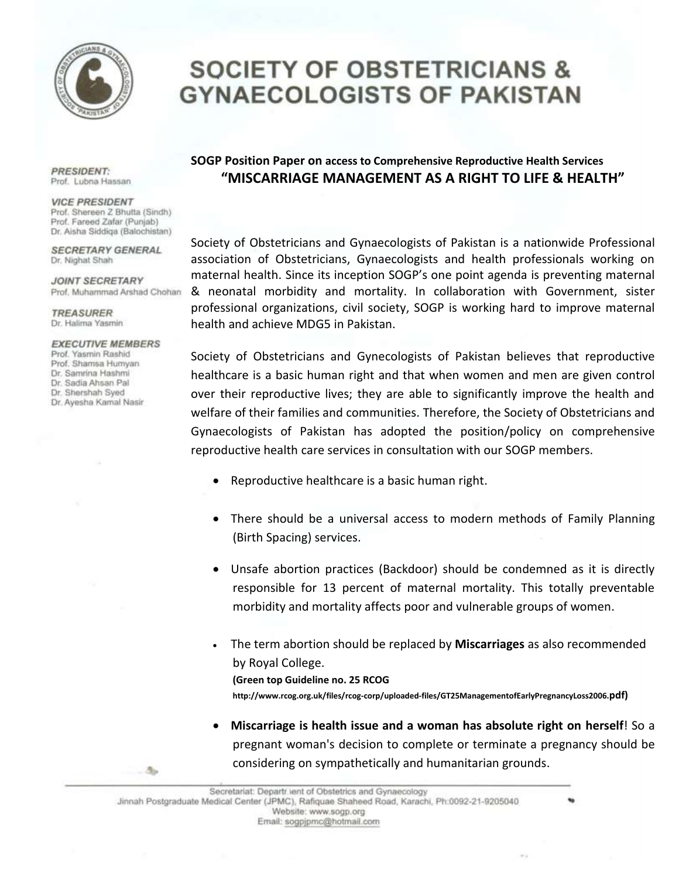# SOCIETY OF OBSTETRICIANS & GYNAECOLOGISTS OF PAKISTAN

***PRESIDENT:***
Prof. Lubna Hassan

***VICE PRESIDENT***
Prof. Shereen Z Bhutta (Sindh)
Prof. Fareed Zafar (Punjab)
Dr. Aisha Siddiqa (Balochistan)

***SECRETARY GENERAL***
Dr. Nighat Shah

***JOINT SECRETARY***
Prof. Muhammad Arshad Chohan

***TREASURER***
Dr. Halima Yasmin

***EXECUTIVE MEMBERS***
Prof. Yasmin Rashid
Prof. Shamsa Humyan
Dr. Samrina Hashmi
Dr. Sadia Ahsan Pal
Dr. Shershah Syed
Dr. Ayesha Kamal Nasir

**SOGP Position Paper on access to Comprehensive Reproductive Health Services**

## "MISCARRIAGE MANAGEMENT AS A RIGHT TO LIFE & HEALTH"

Society of Obstetricians and Gynaecologists of Pakistan is a nationwide Professional association of Obstetricians, Gynaecologists and health professionals working on maternal health. Since its inception SOGP's one point agenda is preventing maternal & neonatal morbidity and mortality. In collaboration with Government, sister professional organizations, civil society, SOGP is working hard to improve maternal health and achieve MDG5 in Pakistan.

Society of Obstetricians and Gynecologists of Pakistan believes that reproductive healthcare is a basic human right and that when women and men are given control over their reproductive lives; they are able to significantly improve the health and welfare of their families and communities. Therefore, the Society of Obstetricians and Gynaecologists of Pakistan has adopted the position/policy on comprehensive reproductive health care services in consultation with our SOGP members.

- Reproductive healthcare is a basic human right.
- There should be a universal access to modern methods of Family Planning (Birth Spacing) services.
- Unsafe abortion practices (Backdoor) should be condemned as it is directly responsible for 13 percent of maternal mortality. This totally preventable morbidity and mortality affects poor and vulnerable groups of women.
- The term abortion should be replaced by **Miscarriages** as also recommended by Royal College.
  **(Green top Guideline no. 25 RCOG**
  **http://www.rcog.org.uk/files/rcog-corp/uploaded-files/GT25ManagementofEarlyPregnancyLoss2006.pdf)**
- **Miscarriage is health issue and a woman has absolute right on herself**! So a pregnant woman's decision to complete or terminate a pregnancy should be considering on sympathetically and humanitarian grounds.

Secretariat: Department of Obstetrics and Gynaecology
Jinnah Postgraduate Medical Center (JPMC), Rafiquae Shaheed Road, Karachi, Ph:0092-21-9205040
Website: www.sogp.org
Email: sogpjpmc@hotmail.com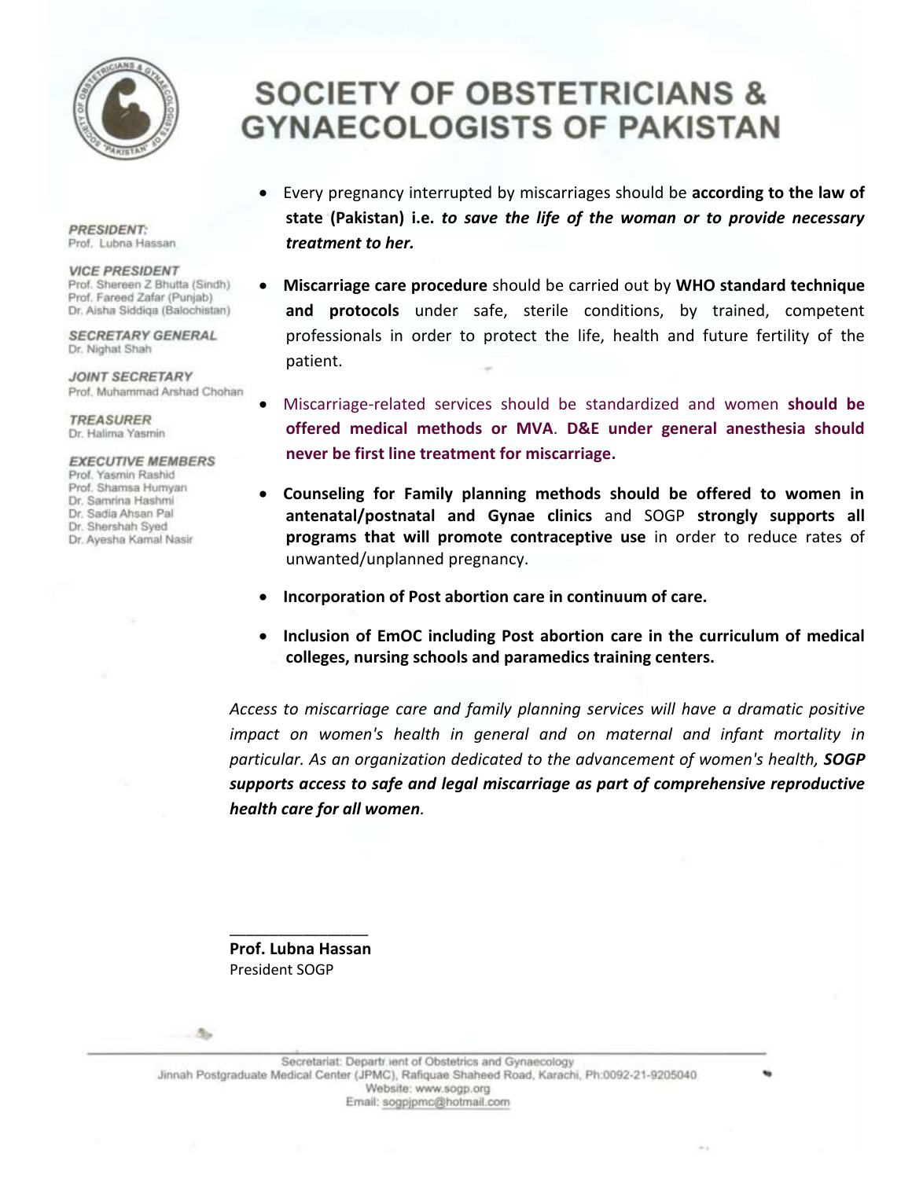# SOCIETY OF OBSTETRICIANS & GYNAECOLOGISTS OF PAKISTAN

***PRESIDENT:***
Prof. Lubna Hassan

***VICE PRESIDENT***
Prof. Shereen Z Bhutta (Sindh)
Prof. Fareed Zafar (Punjab)
Dr. Aisha Siddiqa (Balochistan)

***SECRETARY GENERAL***
Dr. Nighat Shah

***JOINT SECRETARY***
Prof. Muhammad Arshad Chohan

***TREASURER***
Dr. Halima Yasmin

***EXECUTIVE MEMBERS***
Prof. Yasmin Rashid
Prof. Shamsa Humyan
Dr. Samrina Hashmi
Dr. Sadia Ahsan Pal
Dr. Shershah Syed
Dr. Ayesha Kamal Nasir

- Every pregnancy interrupted by miscarriages should be **according to the law of state (Pakistan) i.e.** ***to save the life of the woman or to provide necessary treatment to her.***
- **Miscarriage care procedure** should be carried out by **WHO standard technique and protocols** under safe, sterile conditions, by trained, competent professionals in order to protect the life, health and future fertility of the patient.
- Miscarriage-related services should be standardized and women **should be offered medical methods or MVA**. **D&E under general anesthesia should never be first line treatment for miscarriage.**
- **Counseling for Family planning methods should be offered to women in antenatal/postnatal and Gynae clinics** and SOGP **strongly supports all programs that will promote contraceptive use** in order to reduce rates of unwanted/unplanned pregnancy.
- **Incorporation of Post abortion care in continuum of care.**
- **Inclusion of EmOC including Post abortion care in the curriculum of medical colleges, nursing schools and paramedics training centers.**

*Access to miscarriage care and family planning services will have a dramatic positive impact on women's health in general and on maternal and infant mortality in particular. As an organization dedicated to the advancement of women's health,* ***SOGP supports access to safe and legal miscarriage as part of comprehensive reproductive health care for all women****.*

_________________

**Prof. Lubna Hassan**
President SOGP

Secretariat: Department of Obstetrics and Gynaecology
Jinnah Postgraduate Medical Center (JPMC), Rafiquae Shaheed Road, Karachi, Ph:0092-21-9205040
Website: www.sogp.org
Email: sogpjpmc@hotmail.com